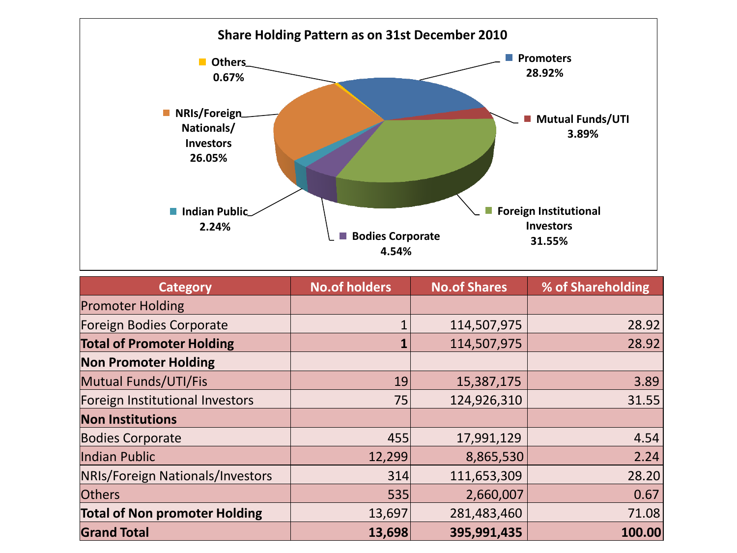## Share Holding Pattern as on 31st December 2010

- Promoters 28.92%
- Mutual Funds/UTI 3.89%
- Foreign Institutional Investors 31.55%
- Bodies Corporate 4.54%
- Indian Public 2.24%
- NRIs/Foreign Nationals/ Investors 26.05%
- Others 0.67%

| Category | No.of holders | No.of Shares | % of Shareholding |
|---|---|---|---|
| Promoter Holding | | | |
| Foreign Bodies Corporate | 1 | 114,507,975 | 28.92 |
| **Total of Promoter Holding** | **1** | 114,507,975 | 28.92 |
| **Non Promoter Holding** | | | |
| Mutual Funds/UTI/Fis | 19 | 15,387,175 | 3.89 |
| Foreign Institutional Investors | 75 | 124,926,310 | 31.55 |
| **Non Institutions** | | | |
| Bodies Corporate | 455 | 17,991,129 | 4.54 |
| Indian Public | 12,299 | 8,865,530 | 2.24 |
| NRIs/Foreign Nationals/Investors | 314 | 111,653,309 | 28.20 |
| Others | 535 | 2,660,007 | 0.67 |
| **Total of Non promoter Holding** | 13,697 | 281,483,460 | 71.08 |
| **Grand Total** | **13,698** | **395,991,435** | **100.00** |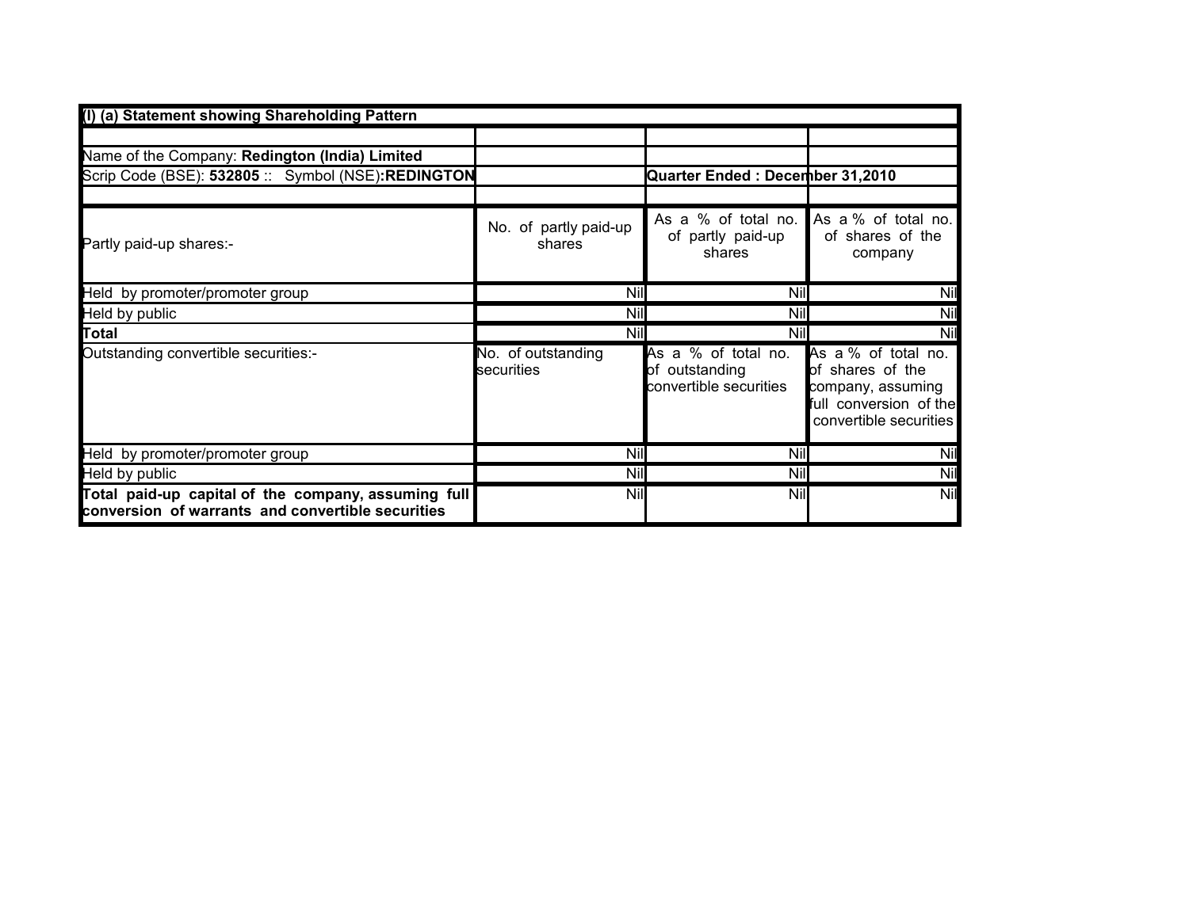| (I) (a) Statement showing Shareholding Pattern | | | |
|---|---|---|---|
| | | | |
| Name of the Company: **Redington (India) Limited** | | | |
| Scrip Code (BSE): **532805** :: Symbol (NSE)**:REDINGTON** | | **Quarter Ended : December 31,2010** | |
| | | | |
| Partly paid-up shares:- | No. of partly paid-up shares | As a % of total no. of partly paid-up shares | As a % of total no. of shares of the company |
| Held by promoter/promoter group | Nil | Nil | Nil |
| Held by public | Nil | Nil | Nil |
| **Total** | Nil | Nil | Nil |
| Outstanding convertible securities:- | No. of outstanding securities | As a % of total no. of outstanding convertible securities | As a % of total no. of shares of the company, assuming full conversion of the convertible securities |
| Held by promoter/promoter group | Nil | Nil | Nil |
| Held by public | Nil | Nil | Nil |
| **Total paid-up capital of the company, assuming full conversion of warrants and convertible securities** | Nil | Nil | Nil |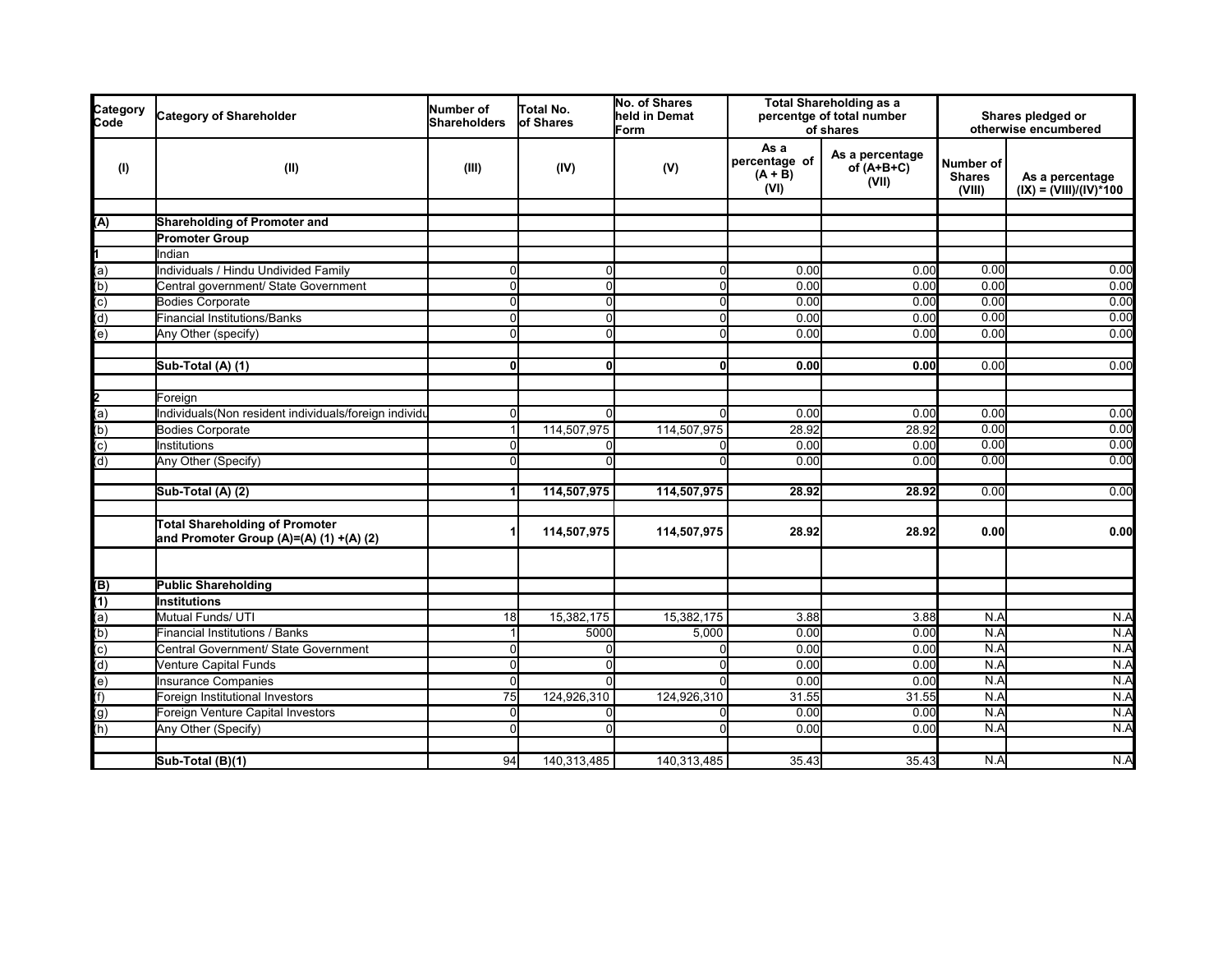| Category Code | Category of Shareholder | Number of Shareholders | Total No. of Shares | No. of Shares held in Demat Form | Total Shareholding as a percentge of total number of shares | | Shares pledged or otherwise encumbered | |
|---|---|---|---|---|---|---|---|---|
| | | | | | As a percentage of (A + B) (VI) | As a percentage of (A+B+C) (VII) | Number of Shares (VIII) | As a percentage (IX) = (VIII)/(IV)*100 |
| (I) | (II) | (III) | (IV) | (V) | | | | |
| (A) | **Shareholding of Promoter and** | | | | | | | |
| | **Promoter Group** | | | | | | | |
| 1 | Indian | | | | | | | |
| (a) | Individuals / Hindu Undivided Family | 0 | 0 | 0 | 0.00 | 0.00 | 0.00 | 0.00 |
| (b) | Central government/ State Government | 0 | 0 | 0 | 0.00 | 0.00 | 0.00 | 0.00 |
| (c) | Bodies Corporate | 0 | 0 | 0 | 0.00 | 0.00 | 0.00 | 0.00 |
| (d) | Financial Institutions/Banks | 0 | 0 | 0 | 0.00 | 0.00 | 0.00 | 0.00 |
| (e) | Any Other (specify) | 0 | 0 | 0 | 0.00 | 0.00 | 0.00 | 0.00 |
| | **Sub-Total (A) (1)** | **0** | **0** | **0** | **0.00** | **0.00** | 0.00 | 0.00 |
| 2 | Foreign | | | | | | | |
| (a) | Individuals(Non resident individuals/foreign individu | 0 | 0 | 0 | 0.00 | 0.00 | 0.00 | 0.00 |
| (b) | Bodies Corporate | 1 | 114,507,975 | 114,507,975 | 28.92 | 28.92 | 0.00 | 0.00 |
| (c) | Institutions | 0 | 0 | 0 | 0.00 | 0.00 | 0.00 | 0.00 |
| (d) | Any Other (Specify) | 0 | 0 | 0 | 0.00 | 0.00 | 0.00 | 0.00 |
| | **Sub-Total (A) (2)** | **1** | **114,507,975** | **114,507,975** | **28.92** | **28.92** | 0.00 | 0.00 |
| | **Total Shareholding of Promoter and Promoter Group (A)=(A) (1) +(A) (2)** | **1** | **114,507,975** | **114,507,975** | **28.92** | **28.92** | **0.00** | **0.00** |
| (B) | **Public Shareholding** | | | | | | | |
| (1) | **Institutions** | | | | | | | |
| (a) | Mutual Funds/ UTI | 18 | 15,382,175 | 15,382,175 | 3.88 | 3.88 | N.A | N.A |
| (b) | Financial Institutions / Banks | 1 | 5000 | 5,000 | 0.00 | 0.00 | N.A | N.A |
| (c) | Central Government/ State Government | 0 | 0 | 0 | 0.00 | 0.00 | N.A | N.A |
| (d) | Venture Capital Funds | 0 | 0 | 0 | 0.00 | 0.00 | N.A | N.A |
| (e) | Insurance Companies | 0 | 0 | 0 | 0.00 | 0.00 | N.A | N.A |
| (f) | Foreign Institutional Investors | 75 | 124,926,310 | 124,926,310 | 31.55 | 31.55 | N.A | N.A |
| (g) | Foreign Venture Capital Investors | 0 | 0 | 0 | 0.00 | 0.00 | N.A | N.A |
| (h) | Any Other (Specify) | 0 | 0 | 0 | 0.00 | 0.00 | N.A | N.A |
| | **Sub-Total (B)(1)** | 94 | 140,313,485 | 140,313,485 | 35.43 | 35.43 | N.A | N.A |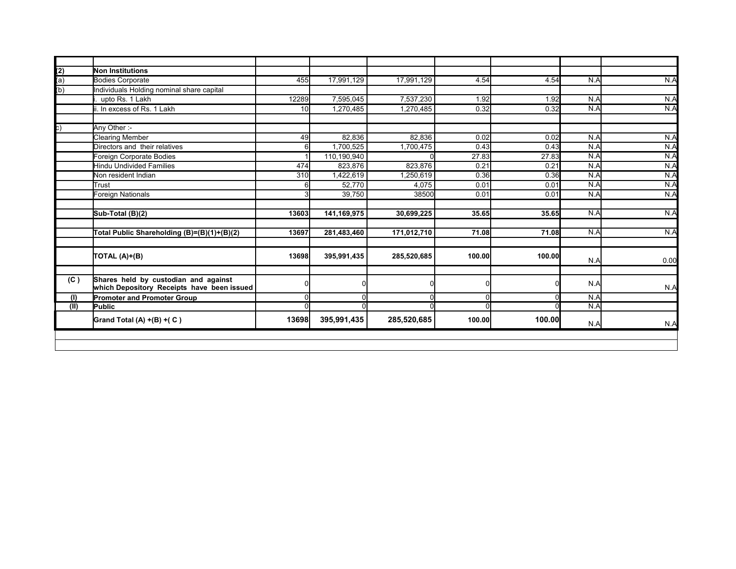| | | | | | | | | |
|---|---|---|---|---|---|---|---|---|
| (2) | **Non Institutions** | | | | | | | |
| (a) | Bodies Corporate | 455 | 17,991,129 | 17,991,129 | 4.54 | 4.54 | N.A | N.A |
| (b) | Individuals Holding nominal share capital | | | | | | | |
| | i. upto Rs. 1 Lakh | 12289 | 7,595,045 | 7,537,230 | 1.92 | 1.92 | N.A | N.A |
| | ii. In excess of Rs. 1 Lakh | 10 | 1,270,485 | 1,270,485 | 0.32 | 0.32 | N.A | N.A |
| | | | | | | | | |
| c) | Any Other :- | | | | | | | |
| | Clearing Member | 49 | 82,836 | 82,836 | 0.02 | 0.02 | N.A | N.A |
| | Directors and their relatives | 6 | 1,700,525 | 1,700,475 | 0.43 | 0.43 | N.A | N.A |
| | Foreign Corporate Bodies | 1 | 110,190,940 | 0 | 27.83 | 27.83 | N.A | N.A |
| | Hindu Undivided Families | 474 | 823,876 | 823,876 | 0.21 | 0.21 | N.A | N.A |
| | Non resident Indian | 310 | 1,422,619 | 1,250,619 | 0.36 | 0.36 | N.A | N.A |
| | Trust | 6 | 52,770 | 4,075 | 0.01 | 0.01 | N.A | N.A |
| | Foreign Nationals | 3 | 39,750 | 38500 | 0.01 | 0.01 | N.A | N.A |
| | | | | | | | | |
| | **Sub-Total (B)(2)** | **13603** | **141,169,975** | **30,699,225** | **35.65** | **35.65** | N.A | N.A |
| | | | | | | | | |
| | **Total Public Shareholding (B)=(B)(1)+(B)(2)** | **13697** | **281,483,460** | **171,012,710** | **71.08** | **71.08** | N.A | N.A |
| | | | | | | | | |
| | **TOTAL (A)+(B)** | **13698** | **395,991,435** | **285,520,685** | **100.00** | **100.00** | N.A | 0.00 |
| | | | | | | | | |
| **(C )** | **Shares held by custodian and against which Depository Receipts have been issued** | 0 | 0 | 0 | 0 | 0 | N.A | N.A |
| **(I)** | **Promoter and Promoter Group** | 0 | 0 | 0 | 0 | 0 | N.A | |
| **(II)** | **Public** | 0 | 0 | 0 | 0 | 0 | N.A | |
| | **Grand Total (A) +(B) +( C )** | **13698** | **395,991,435** | **285,520,685** | **100.00** | **100.00** | N.A | N.A |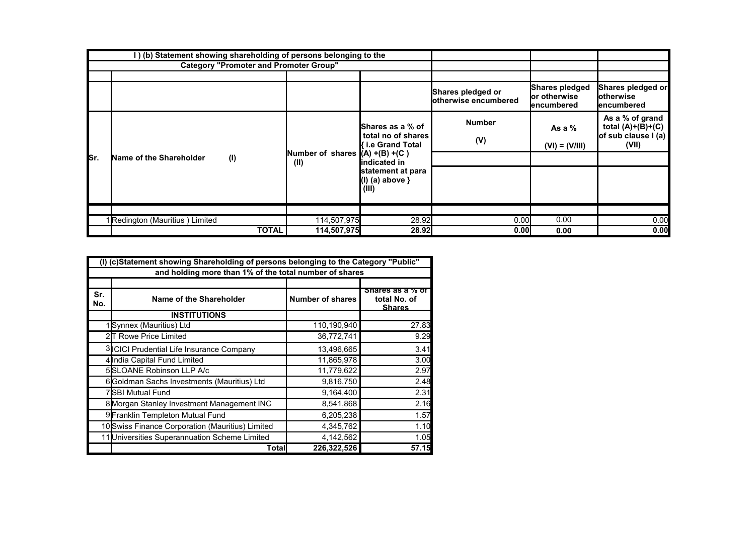## I ) (b) Statement showing shareholding of persons belonging to the Category "Promoter and Promoter Group"

| Sr. | Name of the Shareholder (I) | Number of shares (II) | Shares as a % of total no of shares { i.e Grand Total (A) +(B) +(C ) indicated in statement at para (I) (a) above } (III) | Shares pledged or otherwise encumbered | Shares pledged or otherwise encumbered | Shares pledged or otherwise encumbered |
|---|---|---|---|---|---|---|
| | | | | Number (V) | As a % (VI) = (V/III) | As a % of grand total (A)+(B)+(C) of sub clause I (a) (VII) |
| 1 | Redington (Mauritius ) Limited | 114,507,975 | 28.92 | 0.00 | 0.00 | 0.00 |
| | TOTAL | 114,507,975 | 28.92 | 0.00 | 0.00 | 0.00 |

## (I) (c)Statement showing Shareholding of persons belonging to the Category "Public" and holding more than 1% of the total number of shares

| Sr. No. | Name of the Shareholder | Number of shares | Shares as a % of total No. of Shares |
|---|---|---|---|
| | **INSTITUTIONS** | | |
| 1 | Synnex (Mauritius) Ltd | 110,190,940 | 27.83 |
| 2 | T Rowe Price Limited | 36,772,741 | 9.29 |
| 3 | ICICI Prudential Life Insurance Company | 13,496,665 | 3.41 |
| 4 | India Capital Fund Limited | 11,865,978 | 3.00 |
| 5 | SLOANE Robinson LLP A/c | 11,779,622 | 2.97 |
| 6 | Goldman Sachs Investments (Mauritius) Ltd | 9,816,750 | 2.48 |
| 7 | SBI Mutual Fund | 9,164,400 | 2.31 |
| 8 | Morgan Stanley Investment Management INC | 8,541,868 | 2.16 |
| 9 | Franklin Templeton Mutual Fund | 6,205,238 | 1.57 |
| 10 | Swiss Finance Corporation (Mauritius) Limited | 4,345,762 | 1.10 |
| 11 | Universities Superannuation Scheme Limited | 4,142,562 | 1.05 |
| | Total | 226,322,526 | 57.15 |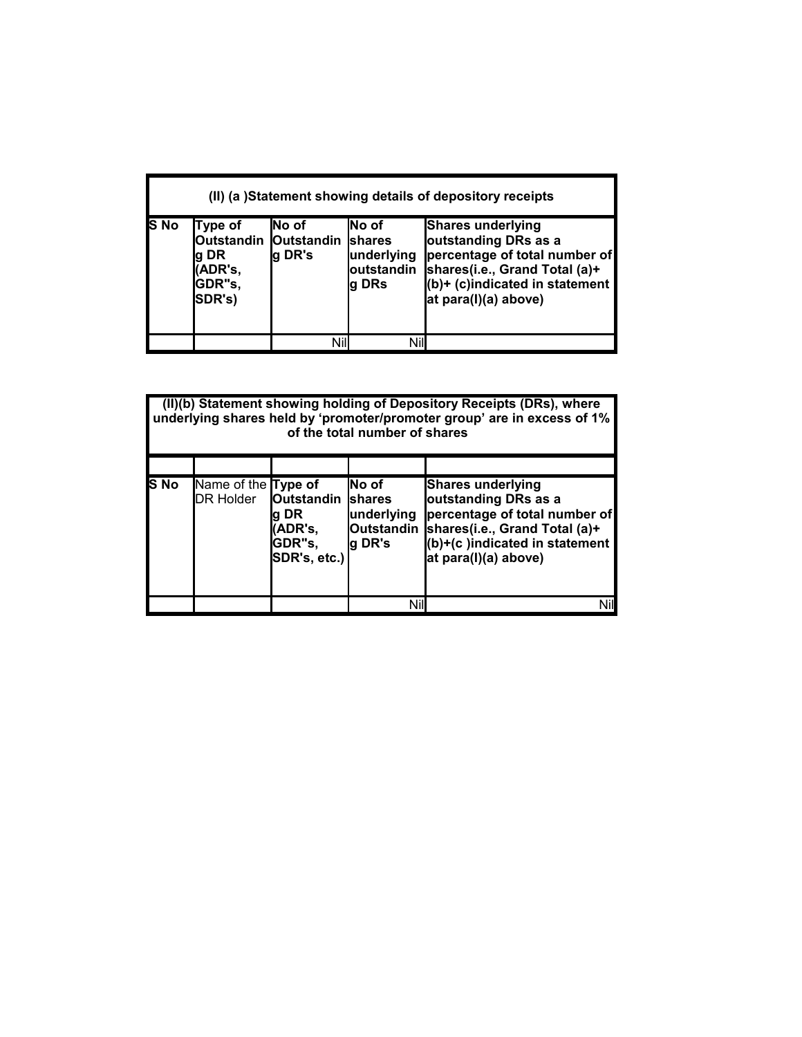| (II) (a )Statement showing details of depository receipts | | | | |
|---|---|---|---|---|
| S No | Type of Outstanding DR (ADR's, GDR"s, SDR's) | No of Outstanding DR's | No of shares underlying outstanding DRs | Shares underlying outstanding DRs as a percentage of total number of shares(i.e., Grand Total (a)+ (b)+ (c)indicated in statement at para(I)(a) above) |
| | | Nil | Nil | |

| (II)(b) Statement showing holding of Depository Receipts (DRs), where underlying shares held by 'promoter/promoter group' are in excess of 1% of the total number of shares | | | | |
|---|---|---|---|---|
| | | | | |
| S No | Name of the DR Holder | Type of Outstanding DR (ADR's, GDR"s, SDR's, etc.) | No of shares underlying Outstanding DR's | Shares underlying outstanding DRs as a percentage of total number of shares(i.e., Grand Total (a)+ (b)+(c )indicated in statement at para(I)(a) above) |
| | | | Nil | Nil |